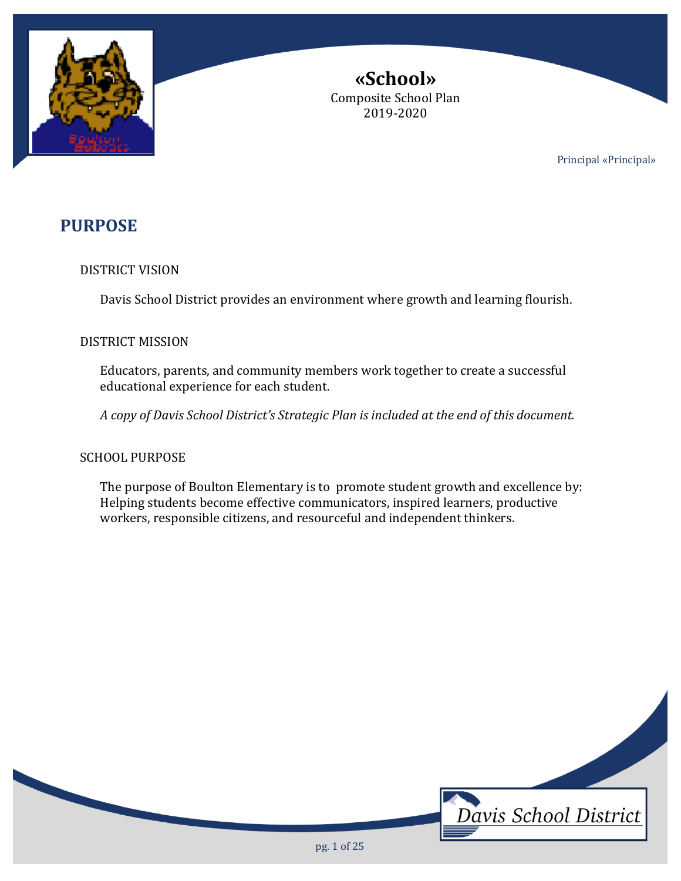# «School»

Composite School Plan
2019-2020

Principal «Principal»

## PURPOSE

### DISTRICT VISION

Davis School District provides an environment where growth and learning flourish.

### DISTRICT MISSION

Educators, parents, and community members work together to create a successful educational experience for each student.

*A copy of Davis School District's Strategic Plan is included at the end of this document.*

### SCHOOL PURPOSE

The purpose of Boulton Elementary is to promote student growth and excellence by: Helping students become effective communicators, inspired learners, productive workers, responsible citizens, and resourceful and independent thinkers.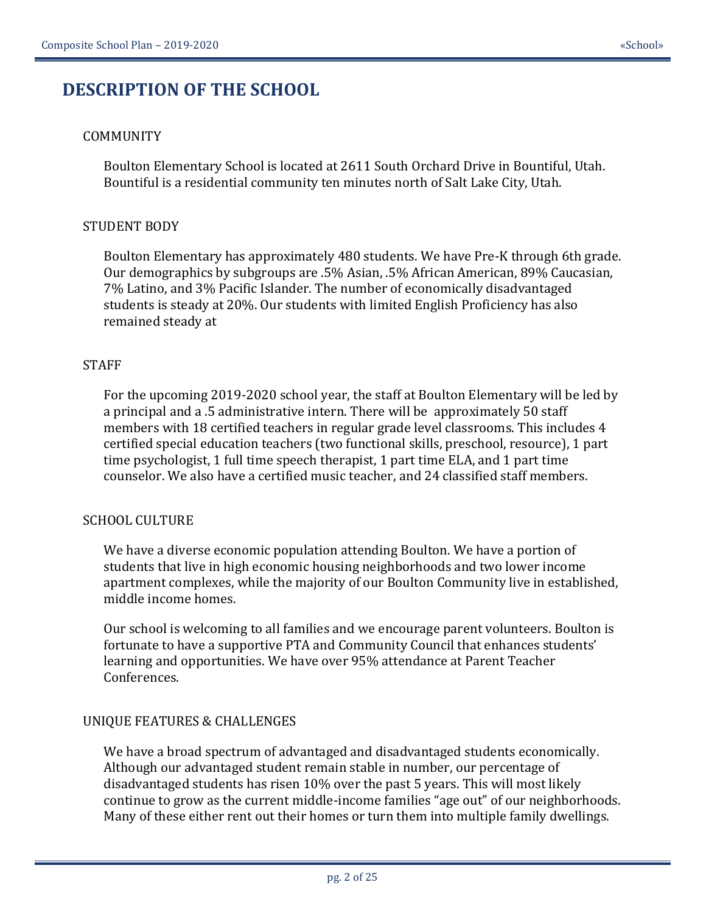# DESCRIPTION OF THE SCHOOL

## COMMUNITY

Boulton Elementary School is located at 2611 South Orchard Drive in Bountiful, Utah. Bountiful is a residential community ten minutes north of Salt Lake City, Utah.

## STUDENT BODY

Boulton Elementary has approximately 480 students. We have Pre-K through 6th grade. Our demographics by subgroups are .5% Asian, .5% African American, 89% Caucasian, 7% Latino, and 3% Pacific Islander. The number of economically disadvantaged students is steady at 20%. Our students with limited English Proficiency has also remained steady at

## STAFF

For the upcoming 2019-2020 school year, the staff at Boulton Elementary will be led by a principal and a .5 administrative intern. There will be approximately 50 staff members with 18 certified teachers in regular grade level classrooms. This includes 4 certified special education teachers (two functional skills, preschool, resource), 1 part time psychologist, 1 full time speech therapist, 1 part time ELA, and 1 part time counselor. We also have a certified music teacher, and 24 classified staff members.

## SCHOOL CULTURE

We have a diverse economic population attending Boulton. We have a portion of students that live in high economic housing neighborhoods and two lower income apartment complexes, while the majority of our Boulton Community live in established, middle income homes.

Our school is welcoming to all families and we encourage parent volunteers. Boulton is fortunate to have a supportive PTA and Community Council that enhances students' learning and opportunities. We have over 95% attendance at Parent Teacher Conferences.

## UNIQUE FEATURES & CHALLENGES

We have a broad spectrum of advantaged and disadvantaged students economically. Although our advantaged student remain stable in number, our percentage of disadvantaged students has risen 10% over the past 5 years. This will most likely continue to grow as the current middle-income families "age out" of our neighborhoods. Many of these either rent out their homes or turn them into multiple family dwellings.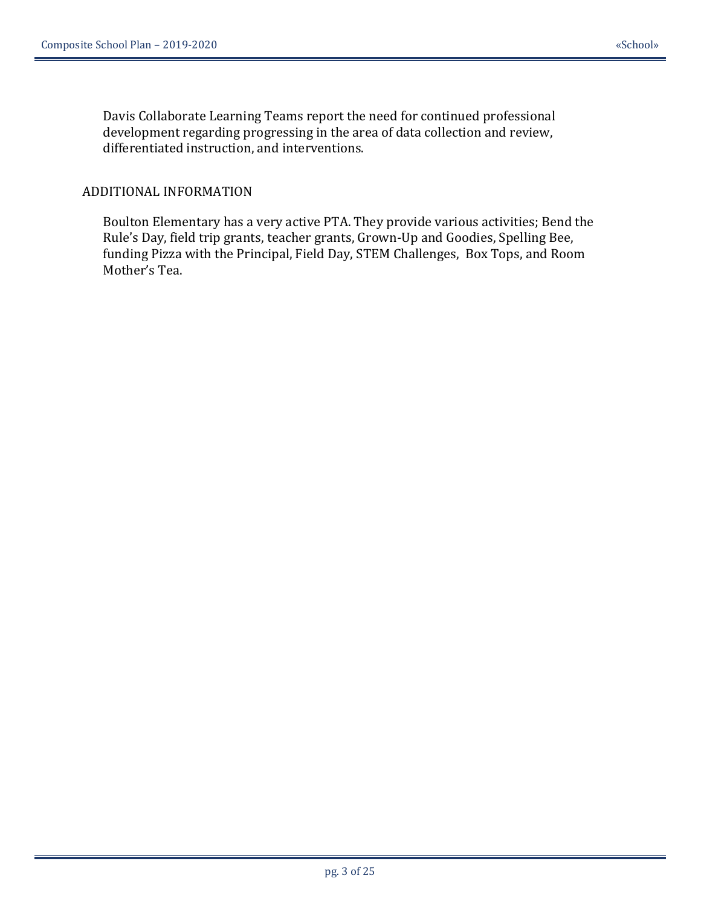Davis Collaborate Learning Teams report the need for continued professional development regarding progressing in the area of data collection and review, differentiated instruction, and interventions.

## ADDITIONAL INFORMATION

Boulton Elementary has a very active PTA. They provide various activities; Bend the Rule's Day, field trip grants, teacher grants, Grown-Up and Goodies, Spelling Bee, funding Pizza with the Principal, Field Day, STEM Challenges, Box Tops, and Room Mother's Tea.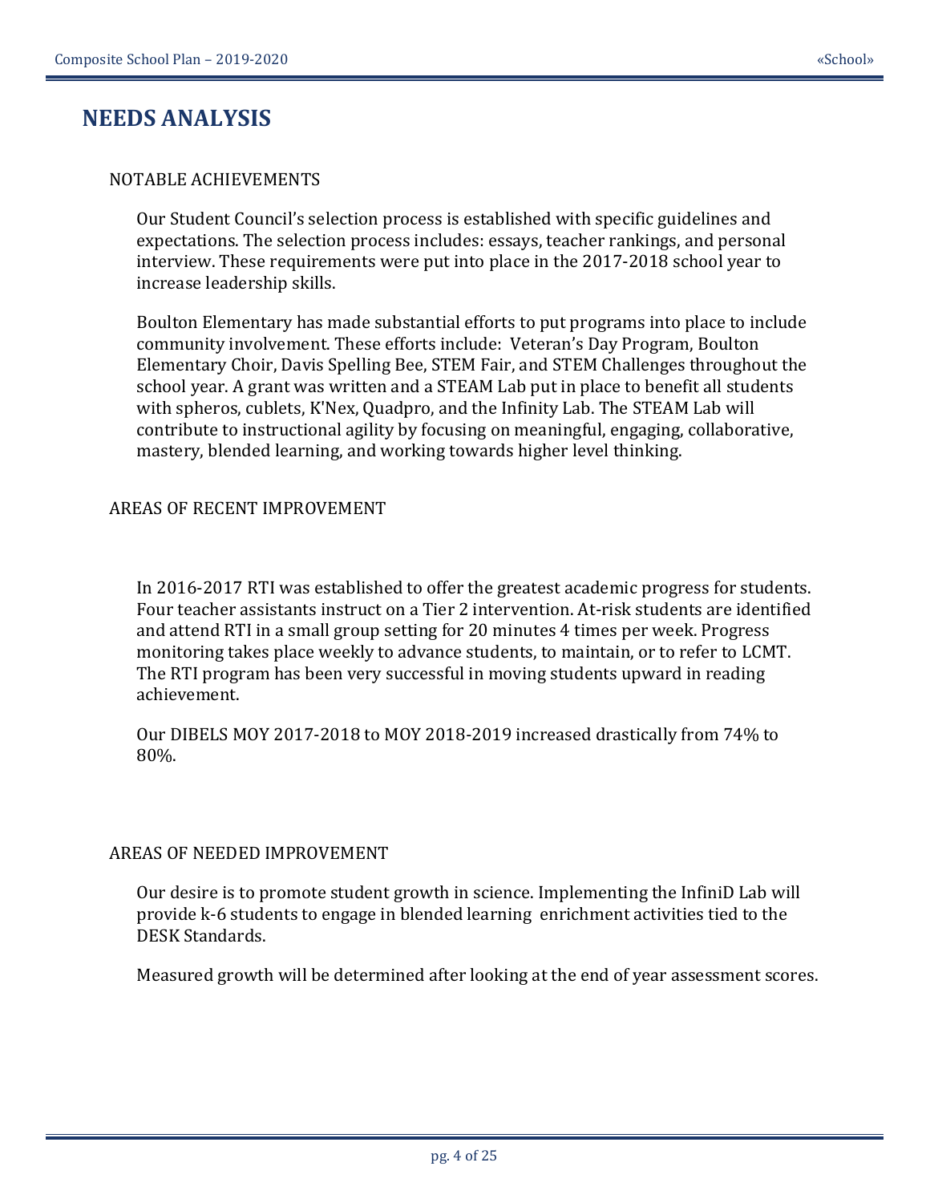# NEEDS ANALYSIS

## NOTABLE ACHIEVEMENTS

Our Student Council's selection process is established with specific guidelines and expectations. The selection process includes: essays, teacher rankings, and personal interview. These requirements were put into place in the 2017-2018 school year to increase leadership skills.

Boulton Elementary has made substantial efforts to put programs into place to include community involvement. These efforts include: Veteran's Day Program, Boulton Elementary Choir, Davis Spelling Bee, STEM Fair, and STEM Challenges throughout the school year. A grant was written and a STEAM Lab put in place to benefit all students with spheros, cublets, K'Nex, Quadpro, and the Infinity Lab. The STEAM Lab will contribute to instructional agility by focusing on meaningful, engaging, collaborative, mastery, blended learning, and working towards higher level thinking.

## AREAS OF RECENT IMPROVEMENT

In 2016-2017 RTI was established to offer the greatest academic progress for students. Four teacher assistants instruct on a Tier 2 intervention. At-risk students are identified and attend RTI in a small group setting for 20 minutes 4 times per week. Progress monitoring takes place weekly to advance students, to maintain, or to refer to LCMT. The RTI program has been very successful in moving students upward in reading achievement.

Our DIBELS MOY 2017-2018 to MOY 2018-2019 increased drastically from 74% to 80%.

## AREAS OF NEEDED IMPROVEMENT

Our desire is to promote student growth in science. Implementing the InfiniD Lab will provide k-6 students to engage in blended learning enrichment activities tied to the DESK Standards.

Measured growth will be determined after looking at the end of year assessment scores.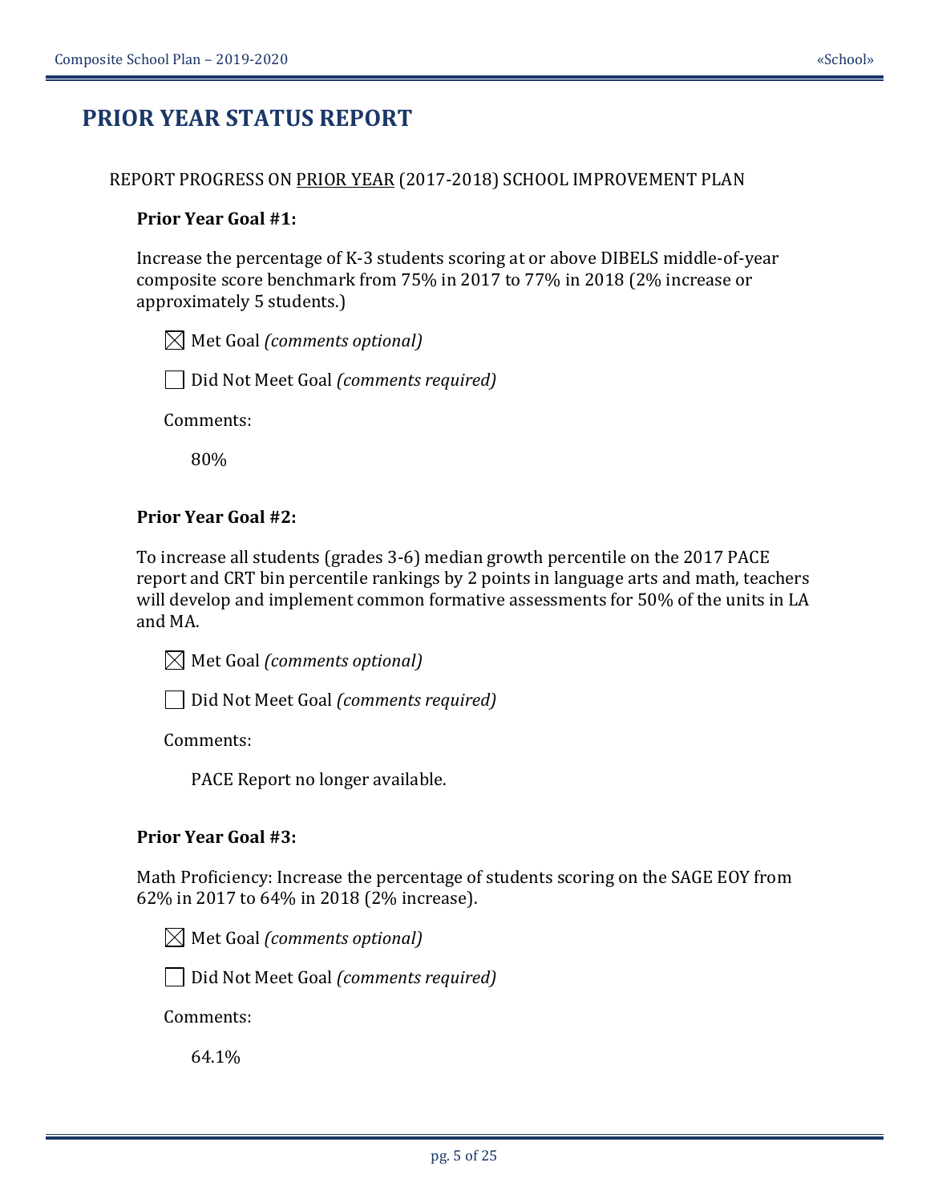# PRIOR YEAR STATUS REPORT

REPORT PROGRESS ON PRIOR YEAR (2017-2018) SCHOOL IMPROVEMENT PLAN

**Prior Year Goal #1:**

Increase the percentage of K-3 students scoring at or above DIBELS middle-of-year composite score benchmark from 75% in 2017 to 77% in 2018 (2% increase or approximately 5 students.)

☒ Met Goal *(comments optional)*

☐ Did Not Meet Goal *(comments required)*

Comments:

80%

**Prior Year Goal #2:**

To increase all students (grades 3-6) median growth percentile on the 2017 PACE report and CRT bin percentile rankings by 2 points in language arts and math, teachers will develop and implement common formative assessments for 50% of the units in LA and MA.

☒ Met Goal *(comments optional)*

☐ Did Not Meet Goal *(comments required)*

Comments:

PACE Report no longer available.

**Prior Year Goal #3:**

Math Proficiency: Increase the percentage of students scoring on the SAGE EOY from 62% in 2017 to 64% in 2018 (2% increase).

☒ Met Goal *(comments optional)*

☐ Did Not Meet Goal *(comments required)*

Comments:

64.1%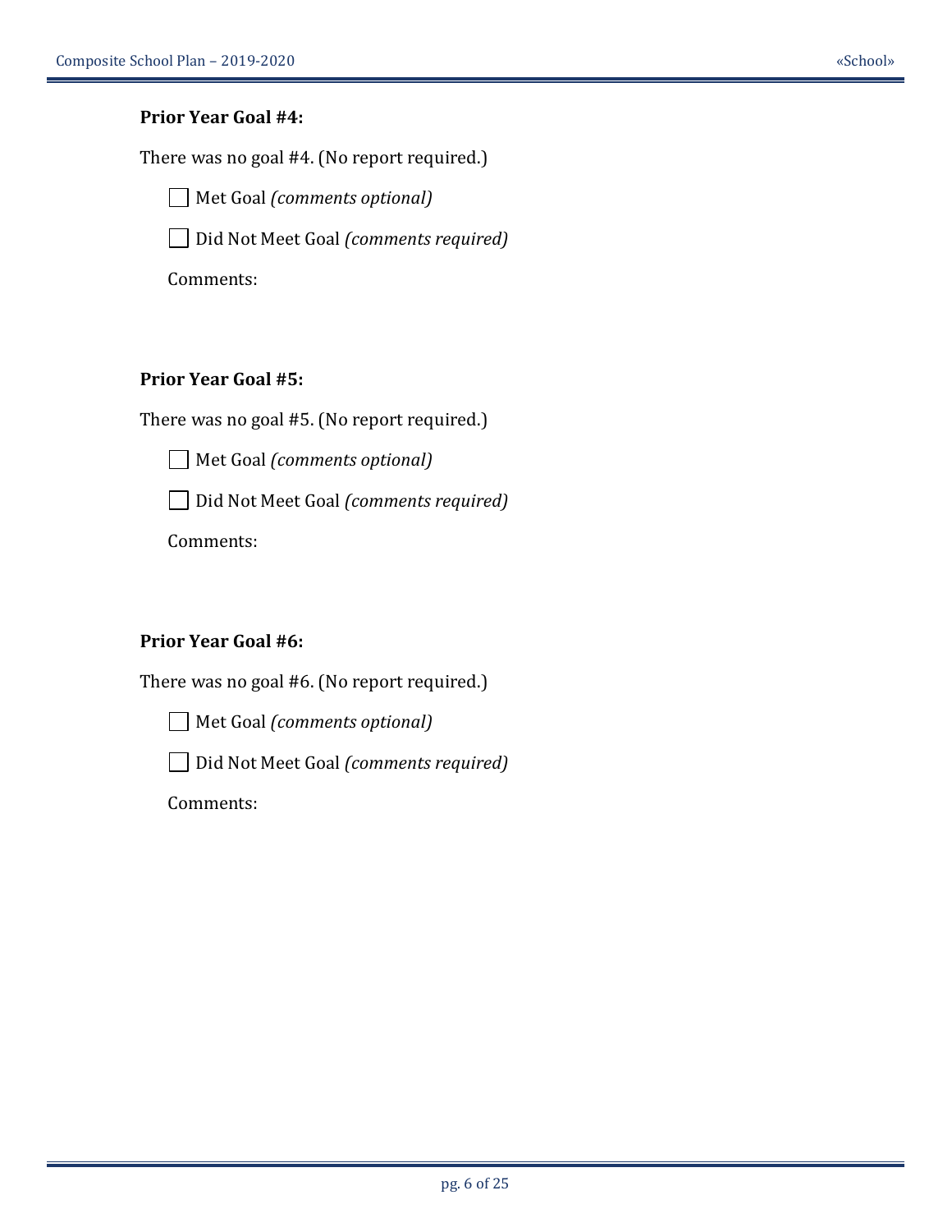**Prior Year Goal #4:**

There was no goal #4. (No report required.)

☐ Met Goal *(comments optional)*

☐ Did Not Meet Goal *(comments required)*

Comments:

**Prior Year Goal #5:**

There was no goal #5. (No report required.)

☐ Met Goal *(comments optional)*

☐ Did Not Meet Goal *(comments required)*

Comments:

**Prior Year Goal #6:**

There was no goal #6. (No report required.)

☐ Met Goal *(comments optional)*

☐ Did Not Meet Goal *(comments required)*

Comments: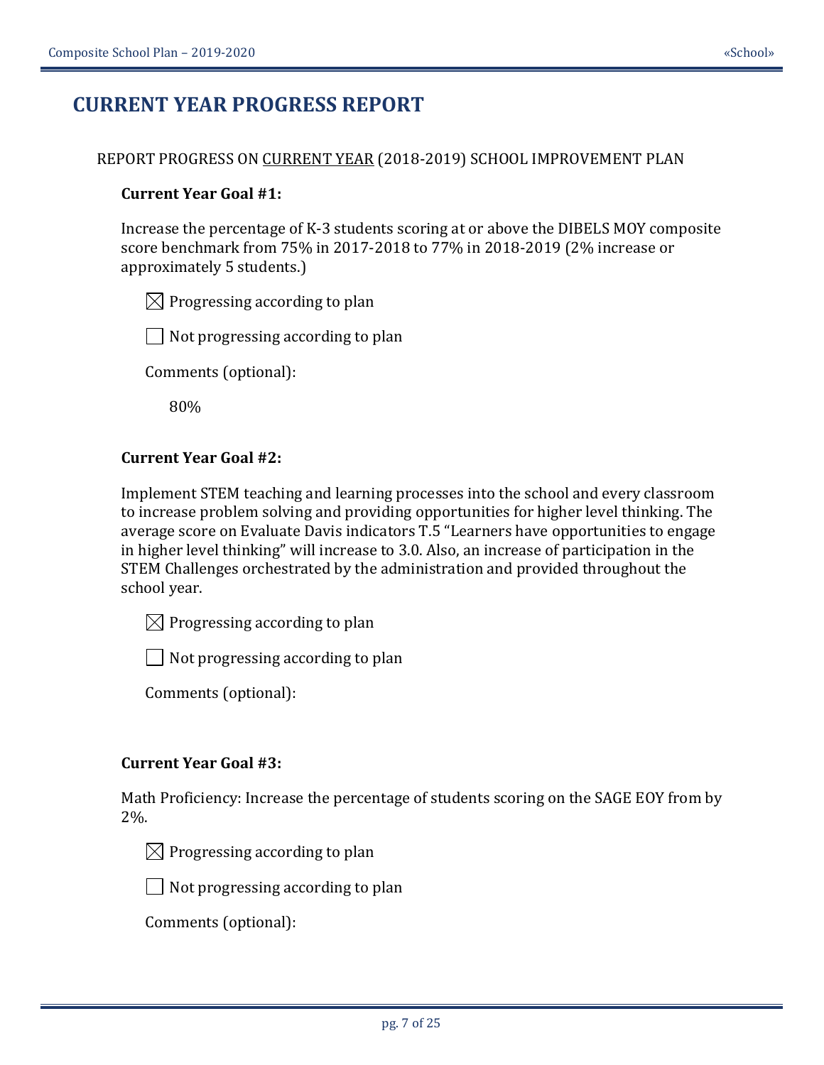# CURRENT YEAR PROGRESS REPORT

REPORT PROGRESS ON CURRENT YEAR (2018-2019) SCHOOL IMPROVEMENT PLAN

**Current Year Goal #1:**

Increase the percentage of K-3 students scoring at or above the DIBELS MOY composite score benchmark from 75% in 2017-2018 to 77% in 2018-2019 (2% increase or approximately 5 students.)

☒ Progressing according to plan

☐ Not progressing according to plan

Comments (optional):

80%

**Current Year Goal #2:**

Implement STEM teaching and learning processes into the school and every classroom to increase problem solving and providing opportunities for higher level thinking. The average score on Evaluate Davis indicators T.5 "Learners have opportunities to engage in higher level thinking" will increase to 3.0. Also, an increase of participation in the STEM Challenges orchestrated by the administration and provided throughout the school year.

☒ Progressing according to plan

☐ Not progressing according to plan

Comments (optional):

**Current Year Goal #3:**

Math Proficiency: Increase the percentage of students scoring on the SAGE EOY from by 2%.

☒ Progressing according to plan

☐ Not progressing according to plan

Comments (optional):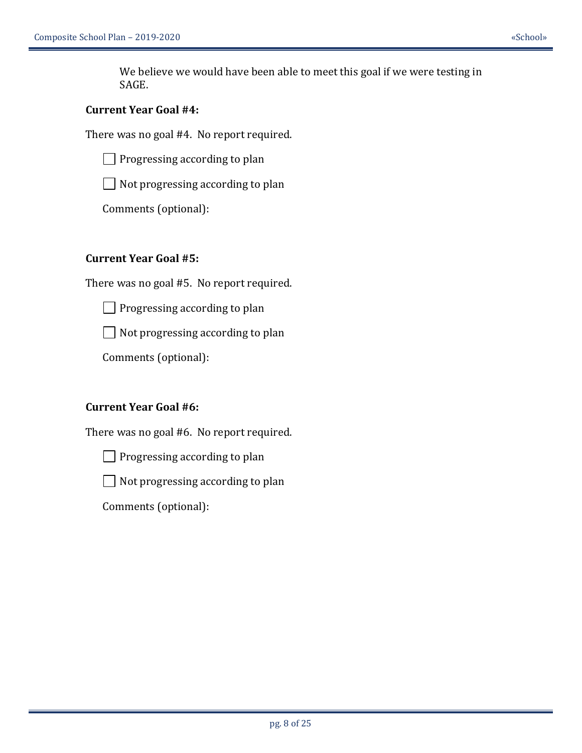We believe we would have been able to meet this goal if we were testing in SAGE.

**Current Year Goal #4:**

There was no goal #4. No report required.

☐ Progressing according to plan

☐ Not progressing according to plan

Comments (optional):

**Current Year Goal #5:**

There was no goal #5. No report required.

☐ Progressing according to plan

☐ Not progressing according to plan

Comments (optional):

**Current Year Goal #6:**

There was no goal #6. No report required.

☐ Progressing according to plan

☐ Not progressing according to plan

Comments (optional):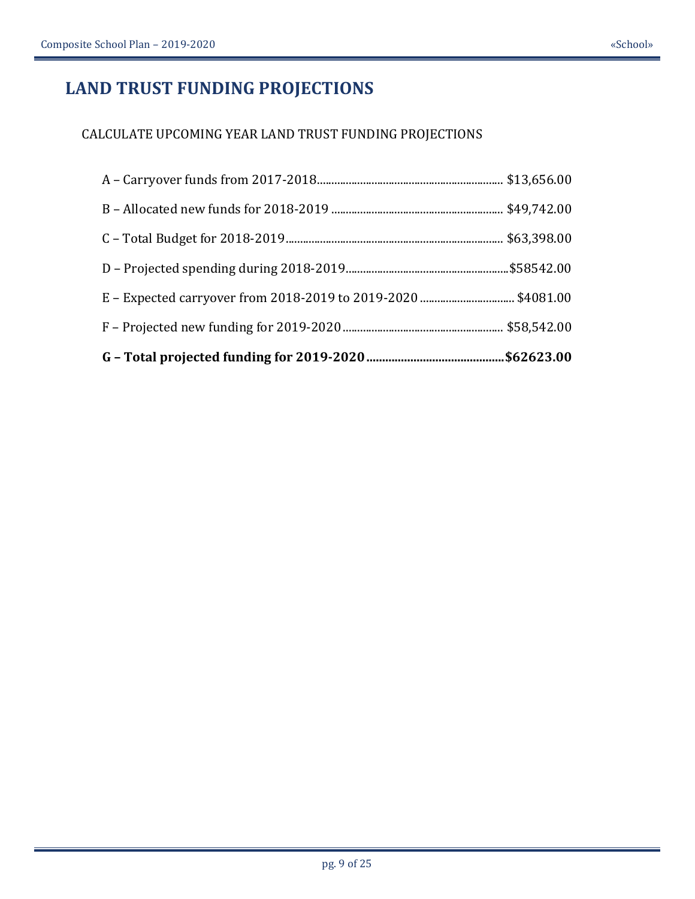# LAND TRUST FUNDING PROJECTIONS

CALCULATE UPCOMING YEAR LAND TRUST FUNDING PROJECTIONS

A – Carryover funds from 2017-2018........................................................................ $13,656.00

B – Allocated new funds for 2018-2019 .................................................................. $49,742.00

C – Total Budget for 2018-2019.................................................................................. $63,398.00

D – Projected spending during 2018-2019...............................................................$58542.00

E – Expected carryover from 2018-2019 to 2019-2020 ................................. $4081.00

F – Projected new funding for 2019-2020 ............................................................ $58,542.00

**G – Total projected funding for 2019-2020............................................$62623.00**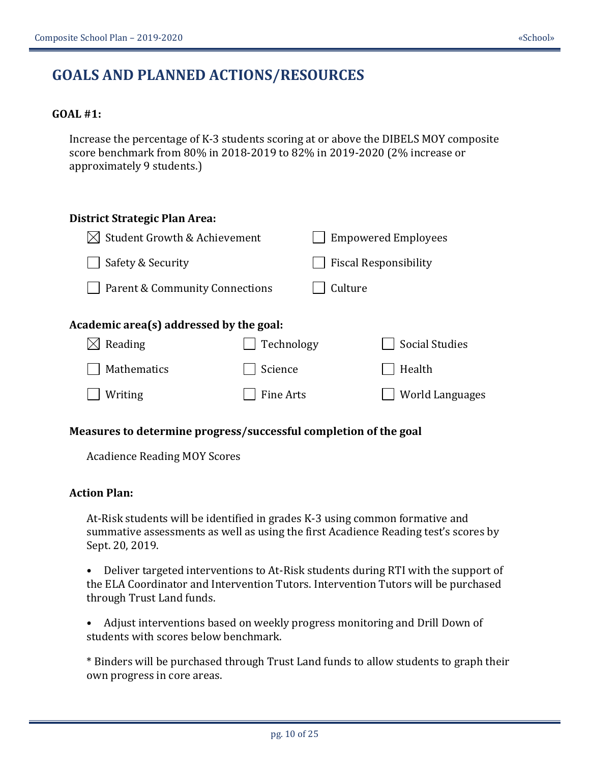## GOALS AND PLANNED ACTIONS/RESOURCES

**GOAL #1:**

Increase the percentage of K-3 students scoring at or above the DIBELS MOY composite score benchmark from 80% in 2018-2019 to 82% in 2019-2020 (2% increase or approximately 9 students.)

**District Strategic Plan Area:**

- ☒ Student Growth & Achievement
- ☐ Empowered Employees
- ☐ Safety & Security
- ☐ Fiscal Responsibility
- ☐ Parent & Community Connections
- ☐ Culture

**Academic area(s) addressed by the goal:**

- ☒ Reading
- ☐ Technology
- ☐ Social Studies
- ☐ Mathematics
- ☐ Science
- ☐ Health
- ☐ Writing
- ☐ Fine Arts
- ☐ World Languages

**Measures to determine progress/successful completion of the goal**

Acadience Reading MOY Scores

**Action Plan:**

At-Risk students will be identified in grades K-3 using common formative and summative assessments as well as using the first Acadience Reading test's scores by Sept. 20, 2019.

- Deliver targeted interventions to At-Risk students during RTI with the support of the ELA Coordinator and Intervention Tutors. Intervention Tutors will be purchased through Trust Land funds.

- Adjust interventions based on weekly progress monitoring and Drill Down of students with scores below benchmark.

\* Binders will be purchased through Trust Land funds to allow students to graph their own progress in core areas.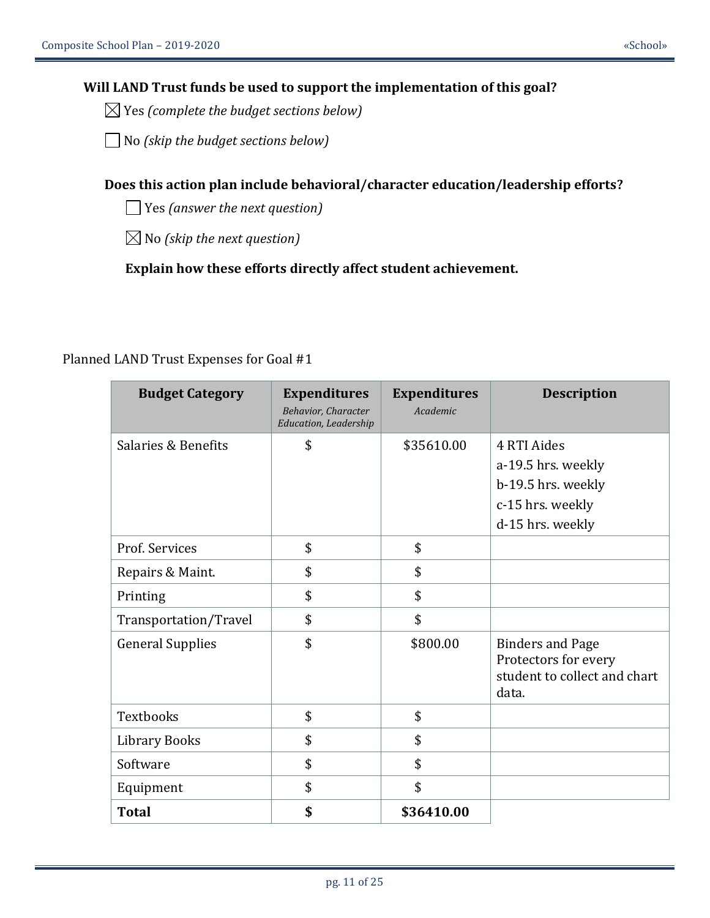**Will LAND Trust funds be used to support the implementation of this goal?**

☒ Yes *(complete the budget sections below)*

☐ No *(skip the budget sections below)*

**Does this action plan include behavioral/character education/leadership efforts?**

☐ Yes *(answer the next question)*

☒ No *(skip the next question)*

**Explain how these efforts directly affect student achievement.**

Planned LAND Trust Expenses for Goal #1

| Budget Category | Expenditures *Behavior, Character Education, Leadership* | Expenditures *Academic* | Description |
|---|---|---|---|
| Salaries & Benefits | $ | $35610.00 | 4 RTI Aides<br>a-19.5 hrs. weekly<br>b-19.5 hrs. weekly<br>c-15 hrs. weekly<br>d-15 hrs. weekly |
| Prof. Services | $ | $ | |
| Repairs & Maint. | $ | $ | |
| Printing | $ | $ | |
| Transportation/Travel | $ | $ | |
| General Supplies | $ | $800.00 | Binders and Page Protectors for every student to collect and chart data. |
| Textbooks | $ | $ | |
| Library Books | $ | $ | |
| Software | $ | $ | |
| Equipment | $ | $ | |
| **Total** | **$** | **$36410.00** | |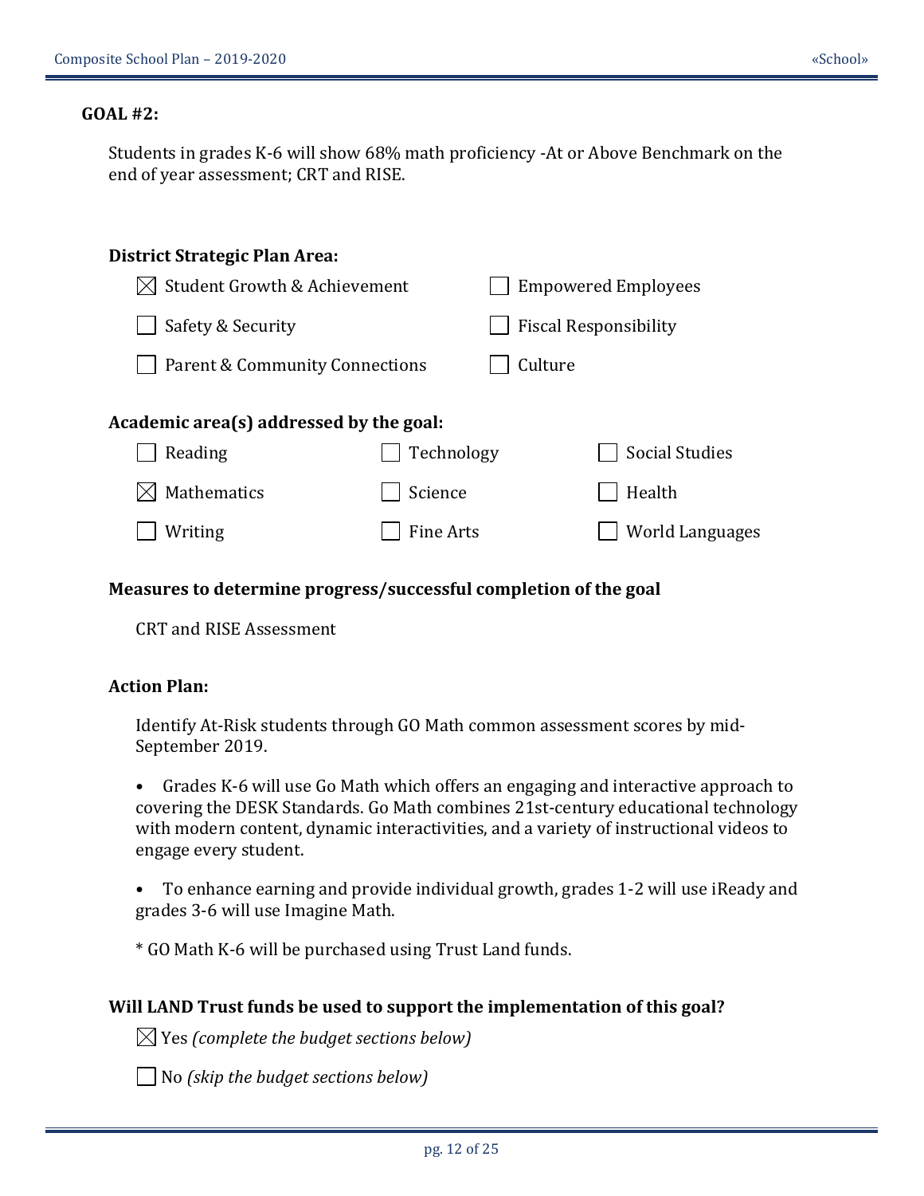**GOAL #2:**

Students in grades K-6 will show 68% math proficiency -At or Above Benchmark on the end of year assessment; CRT and RISE.

**District Strategic Plan Area:**

- ☒ Student Growth & Achievement
- ☐ Empowered Employees
- ☐ Safety & Security
- ☐ Fiscal Responsibility
- ☐ Parent & Community Connections
- ☐ Culture

**Academic area(s) addressed by the goal:**

- ☐ Reading
- ☐ Technology
- ☐ Social Studies
- ☒ Mathematics
- ☐ Science
- ☐ Health
- ☐ Writing
- ☐ Fine Arts
- ☐ World Languages

**Measures to determine progress/successful completion of the goal**

CRT and RISE Assessment

**Action Plan:**

Identify At-Risk students through GO Math common assessment scores by mid-September 2019.

- Grades K-6 will use Go Math which offers an engaging and interactive approach to covering the DESK Standards. Go Math combines 21st-century educational technology with modern content, dynamic interactivities, and a variety of instructional videos to engage every student.
- To enhance earning and provide individual growth, grades 1-2 will use iReady and grades 3-6 will use Imagine Math.

* GO Math K-6 will be purchased using Trust Land funds.

**Will LAND Trust funds be used to support the implementation of this goal?**

☒ Yes *(complete the budget sections below)*

☐ No *(skip the budget sections below)*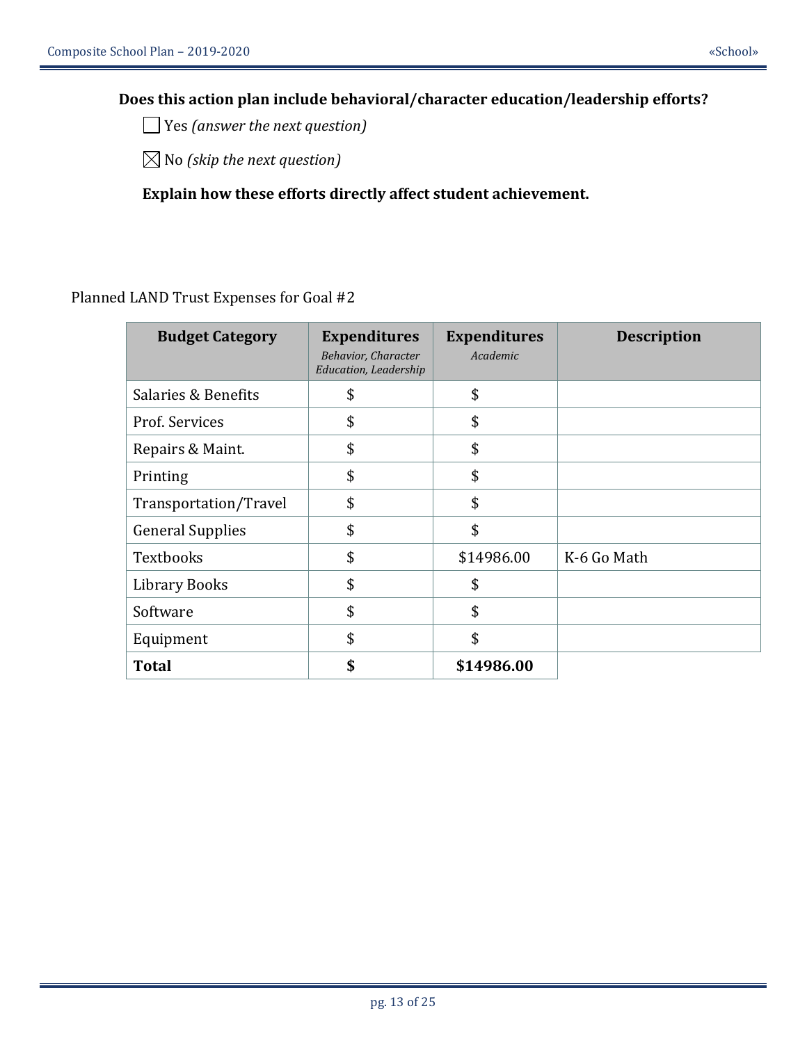**Does this action plan include behavioral/character education/leadership efforts?**

☐ Yes *(answer the next question)*

☒ No *(skip the next question)*

**Explain how these efforts directly affect student achievement.**

Planned LAND Trust Expenses for Goal #2

| Budget Category | Expenditures *Behavior, Character Education, Leadership* | Expenditures *Academic* | Description |
|---|---|---|---|
| Salaries & Benefits | $ | $ | |
| Prof. Services | $ | $ | |
| Repairs & Maint. | $ | $ | |
| Printing | $ | $ | |
| Transportation/Travel | $ | $ | |
| General Supplies | $ | $ | |
| Textbooks | $ | $14986.00 | K-6 Go Math |
| Library Books | $ | $ | |
| Software | $ | $ | |
| Equipment | $ | $ | |
| **Total** | **$** | **$14986.00** | |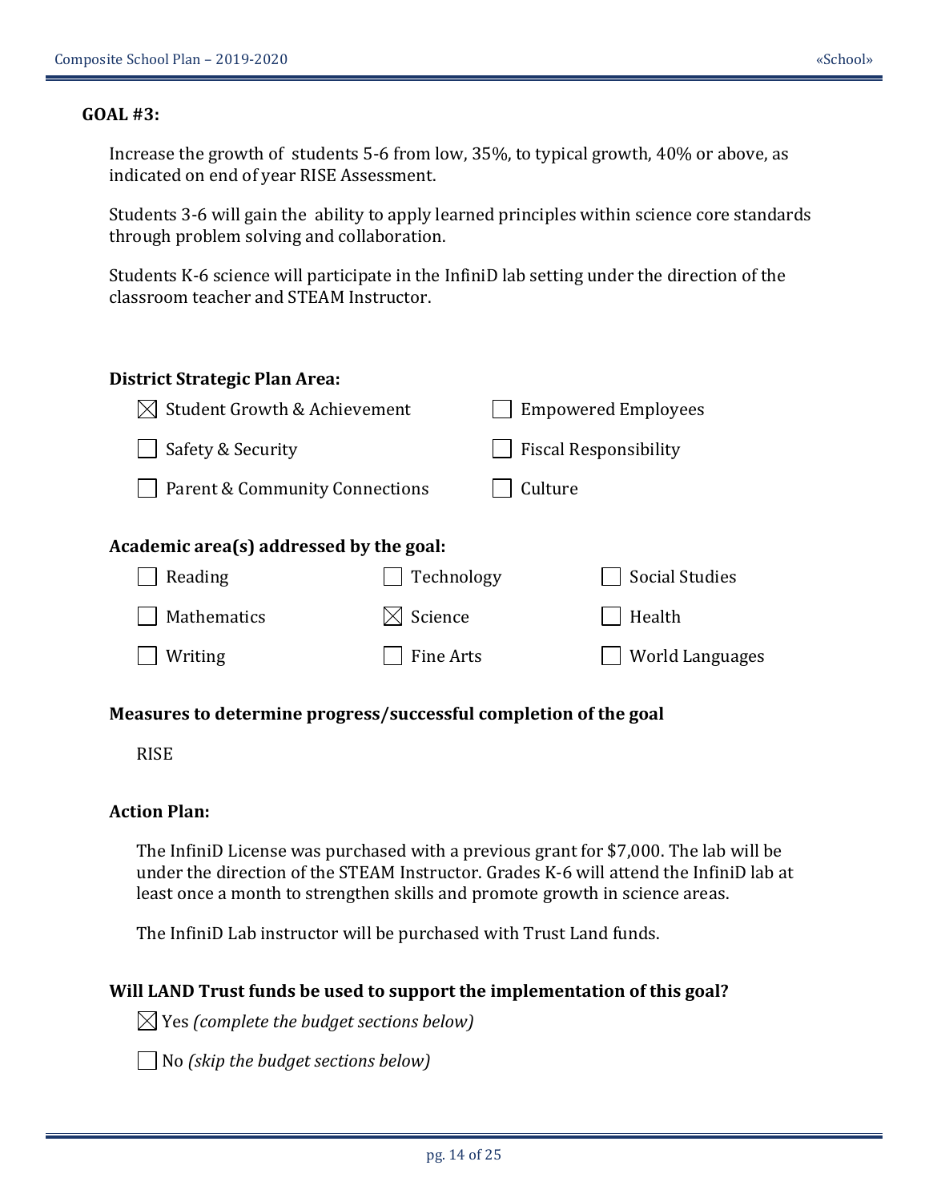**GOAL #3:**

Increase the growth of students 5-6 from low, 35%, to typical growth, 40% or above, as indicated on end of year RISE Assessment.

Students 3-6 will gain the ability to apply learned principles within science core standards through problem solving and collaboration.

Students K-6 science will participate in the InfiniD lab setting under the direction of the classroom teacher and STEAM Instructor.

**District Strategic Plan Area:**

- ☒ Student Growth & Achievement
- ☐ Empowered Employees
- ☐ Safety & Security
- ☐ Fiscal Responsibility
- ☐ Parent & Community Connections
- ☐ Culture

**Academic area(s) addressed by the goal:**

- ☐ Reading
- ☐ Technology
- ☐ Social Studies
- ☐ Mathematics
- ☒ Science
- ☐ Health
- ☐ Writing
- ☐ Fine Arts
- ☐ World Languages

**Measures to determine progress/successful completion of the goal**

RISE

**Action Plan:**

The InfiniD License was purchased with a previous grant for $7,000. The lab will be under the direction of the STEAM Instructor. Grades K-6 will attend the InfiniD lab at least once a month to strengthen skills and promote growth in science areas.

The InfiniD Lab instructor will be purchased with Trust Land funds.

**Will LAND Trust funds be used to support the implementation of this goal?**

☒ Yes *(complete the budget sections below)*

☐ No *(skip the budget sections below)*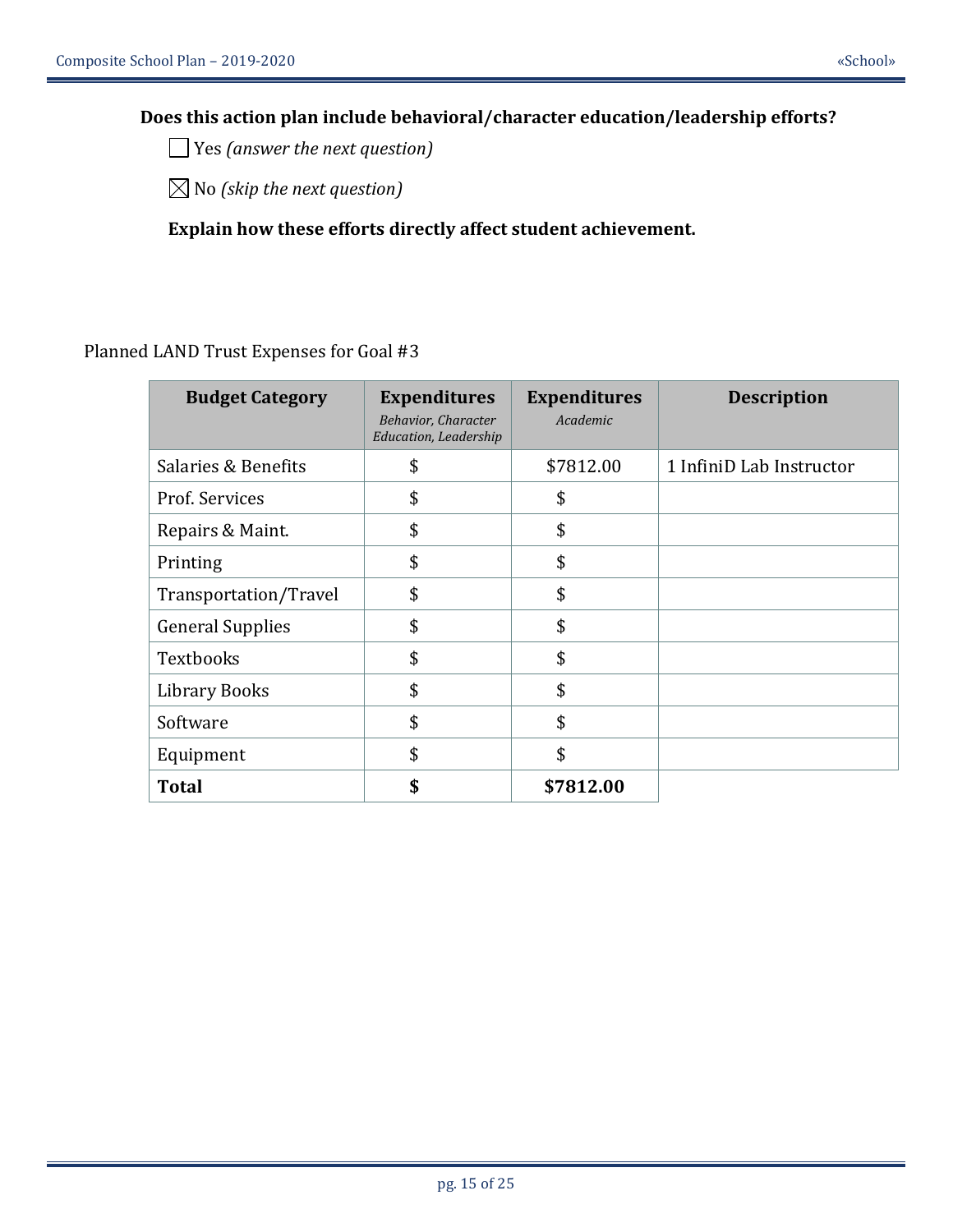**Does this action plan include behavioral/character education/leadership efforts?**

☐ Yes *(answer the next question)*

☒ No *(skip the next question)*

**Explain how these efforts directly affect student achievement.**

Planned LAND Trust Expenses for Goal #3

| Budget Category | Expenditures *Behavior, Character Education, Leadership* | Expenditures *Academic* | Description |
|---|---|---|---|
| Salaries & Benefits | $ | $7812.00 | 1 InfiniD Lab Instructor |
| Prof. Services | $ | $ | |
| Repairs & Maint. | $ | $ | |
| Printing | $ | $ | |
| Transportation/Travel | $ | $ | |
| General Supplies | $ | $ | |
| Textbooks | $ | $ | |
| Library Books | $ | $ | |
| Software | $ | $ | |
| Equipment | $ | $ | |
| **Total** | **$** | **$7812.00** | |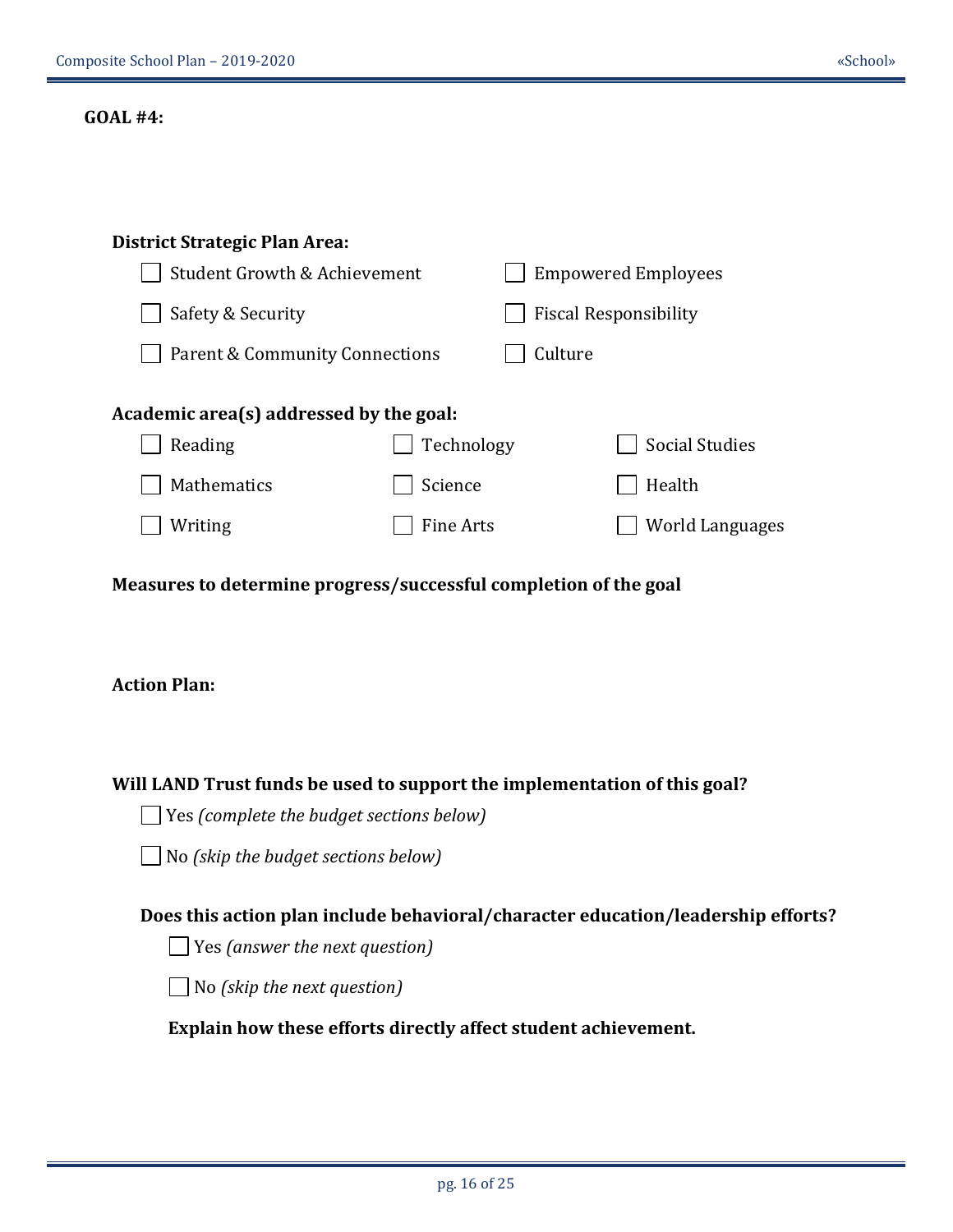**GOAL #4:**

**District Strategic Plan Area:**

- ☐ Student Growth & Achievement
- ☐ Empowered Employees
- ☐ Safety & Security
- ☐ Fiscal Responsibility
- ☐ Parent & Community Connections
- ☐ Culture

**Academic area(s) addressed by the goal:**

- ☐ Reading
- ☐ Technology
- ☐ Social Studies
- ☐ Mathematics
- ☐ Science
- ☐ Health
- ☐ Writing
- ☐ Fine Arts
- ☐ World Languages

**Measures to determine progress/successful completion of the goal**

**Action Plan:**

**Will LAND Trust funds be used to support the implementation of this goal?**

☐ Yes *(complete the budget sections below)*

☐ No *(skip the budget sections below)*

**Does this action plan include behavioral/character education/leadership efforts?**

☐ Yes *(answer the next question)*

☐ No *(skip the next question)*

**Explain how these efforts directly affect student achievement.**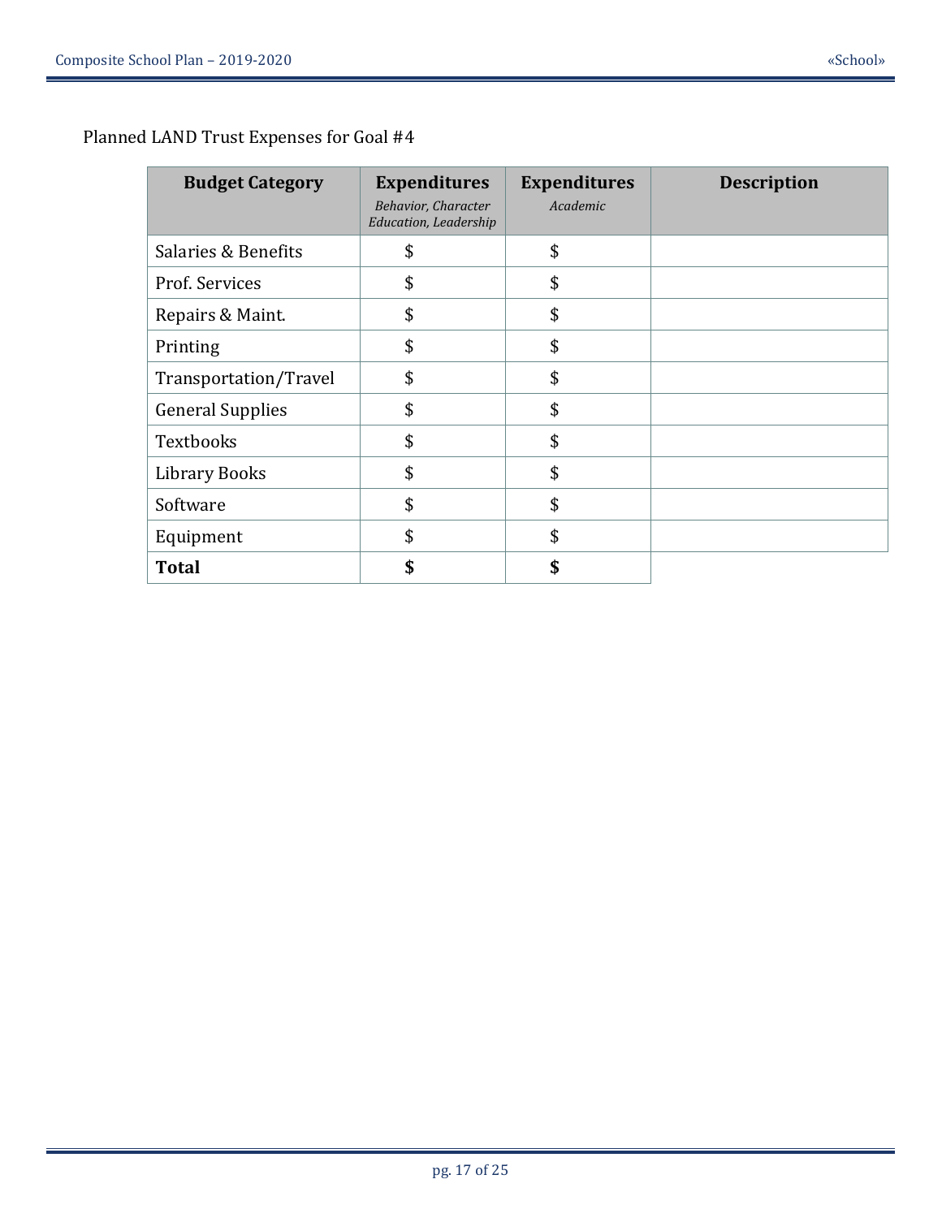Planned LAND Trust Expenses for Goal #4

| **Budget Category** | **Expenditures** *Behavior, Character Education, Leadership* | **Expenditures** *Academic* | **Description** |
|---|---|---|---|
| Salaries & Benefits | $ | $ | |
| Prof. Services | $ | $ | |
| Repairs & Maint. | $ | $ | |
| Printing | $ | $ | |
| Transportation/Travel | $ | $ | |
| General Supplies | $ | $ | |
| Textbooks | $ | $ | |
| Library Books | $ | $ | |
| Software | $ | $ | |
| Equipment | $ | $ | |
| **Total** | **$** | **$** | |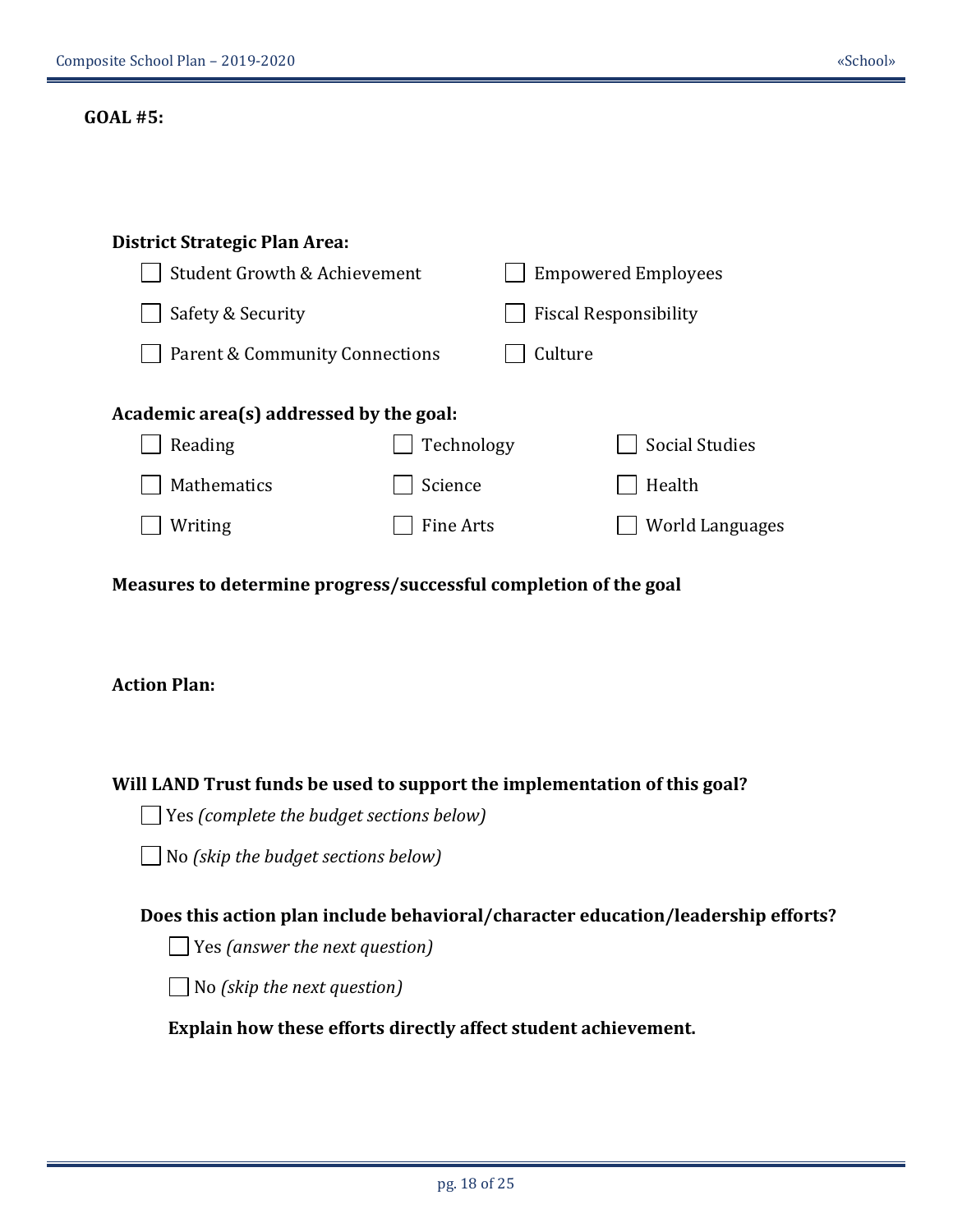**GOAL #5:**

**District Strategic Plan Area:**

- ☐ Student Growth & Achievement
- ☐ Empowered Employees
- ☐ Safety & Security
- ☐ Fiscal Responsibility
- ☐ Parent & Community Connections
- ☐ Culture

**Academic area(s) addressed by the goal:**

- ☐ Reading
- ☐ Technology
- ☐ Social Studies
- ☐ Mathematics
- ☐ Science
- ☐ Health
- ☐ Writing
- ☐ Fine Arts
- ☐ World Languages

**Measures to determine progress/successful completion of the goal**

**Action Plan:**

**Will LAND Trust funds be used to support the implementation of this goal?**

☐ Yes *(complete the budget sections below)*

☐ No *(skip the budget sections below)*

**Does this action plan include behavioral/character education/leadership efforts?**

☐ Yes *(answer the next question)*

☐ No *(skip the next question)*

**Explain how these efforts directly affect student achievement.**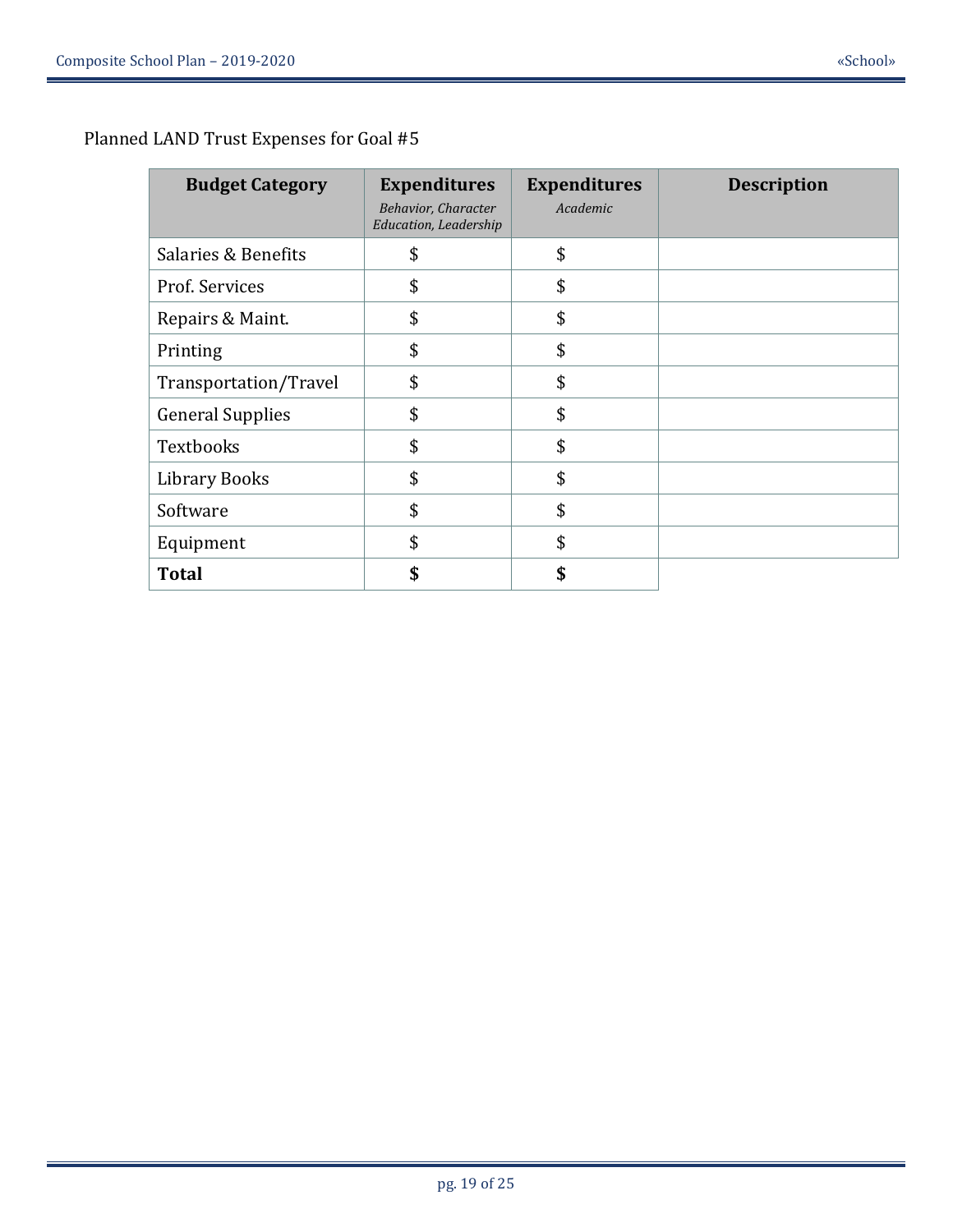Planned LAND Trust Expenses for Goal #5

| **Budget Category** | **Expenditures** *Behavior, Character Education, Leadership* | **Expenditures** *Academic* | **Description** |
|---|---|---|---|
| Salaries & Benefits | $ | $ | |
| Prof. Services | $ | $ | |
| Repairs & Maint. | $ | $ | |
| Printing | $ | $ | |
| Transportation/Travel | $ | $ | |
| General Supplies | $ | $ | |
| Textbooks | $ | $ | |
| Library Books | $ | $ | |
| Software | $ | $ | |
| Equipment | $ | $ | |
| **Total** | **$** | **$** | |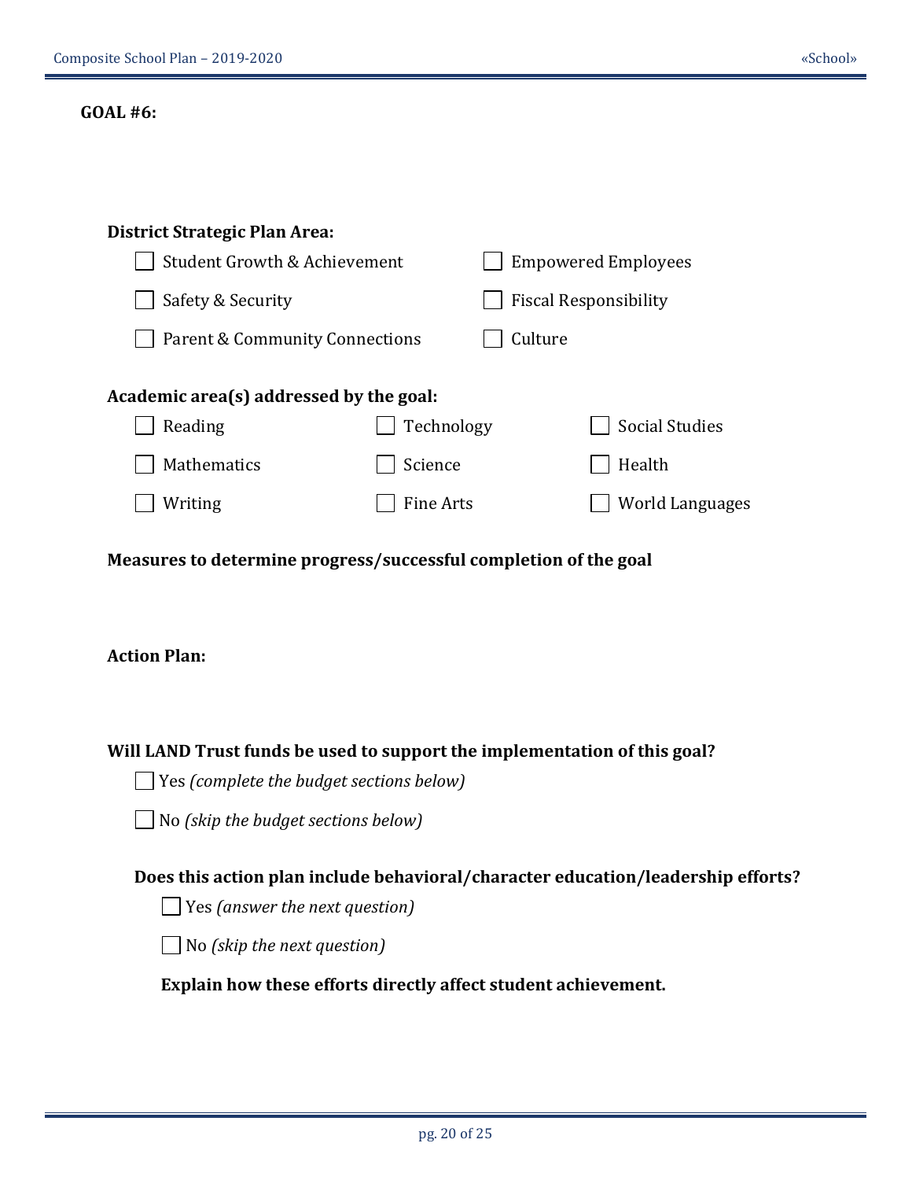**GOAL #6:**

**District Strategic Plan Area:**

- ☐ Student Growth & Achievement
- ☐ Empowered Employees
- ☐ Safety & Security
- ☐ Fiscal Responsibility
- ☐ Parent & Community Connections
- ☐ Culture

**Academic area(s) addressed by the goal:**

- ☐ Reading
- ☐ Technology
- ☐ Social Studies
- ☐ Mathematics
- ☐ Science
- ☐ Health
- ☐ Writing
- ☐ Fine Arts
- ☐ World Languages

**Measures to determine progress/successful completion of the goal**

**Action Plan:**

**Will LAND Trust funds be used to support the implementation of this goal?**

☐ Yes *(complete the budget sections below)*

☐ No *(skip the budget sections below)*

**Does this action plan include behavioral/character education/leadership efforts?**

☐ Yes *(answer the next question)*

☐ No *(skip the next question)*

**Explain how these efforts directly affect student achievement.**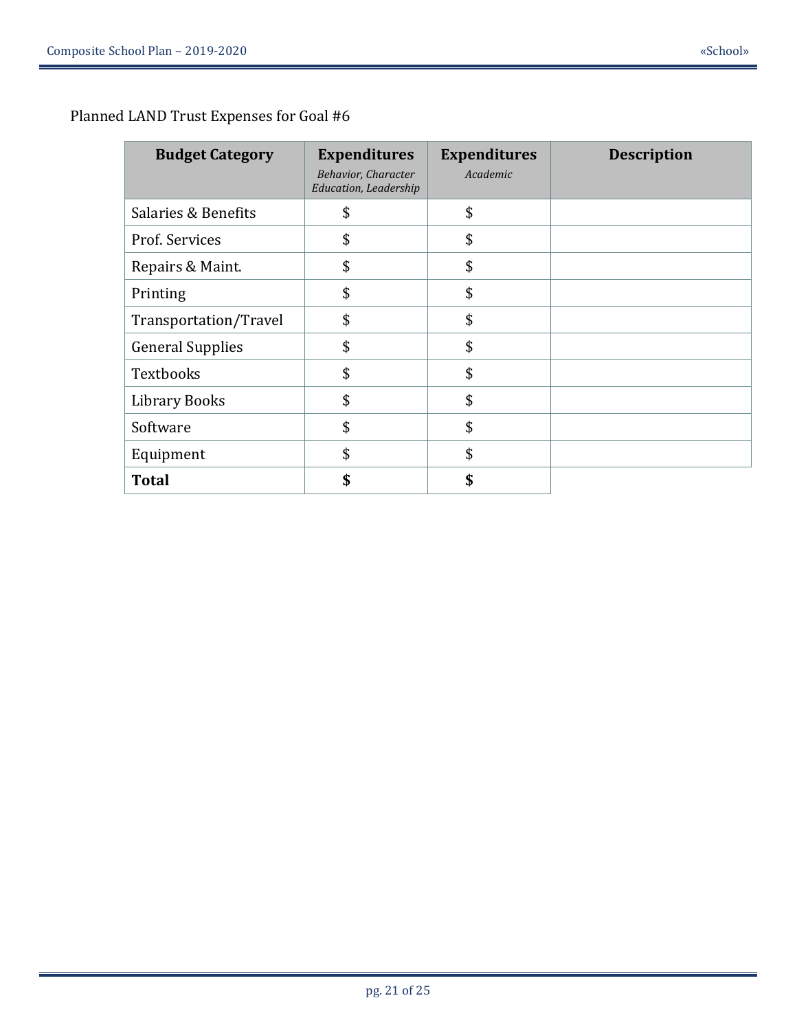Planned LAND Trust Expenses for Goal #6

| **Budget Category** | **Expenditures** *Behavior, Character Education, Leadership* | **Expenditures** *Academic* | **Description** |
|---|---|---|---|
| Salaries & Benefits | $ | $ | |
| Prof. Services | $ | $ | |
| Repairs & Maint. | $ | $ | |
| Printing | $ | $ | |
| Transportation/Travel | $ | $ | |
| General Supplies | $ | $ | |
| Textbooks | $ | $ | |
| Library Books | $ | $ | |
| Software | $ | $ | |
| Equipment | $ | $ | |
| **Total** | **$** | **$** | |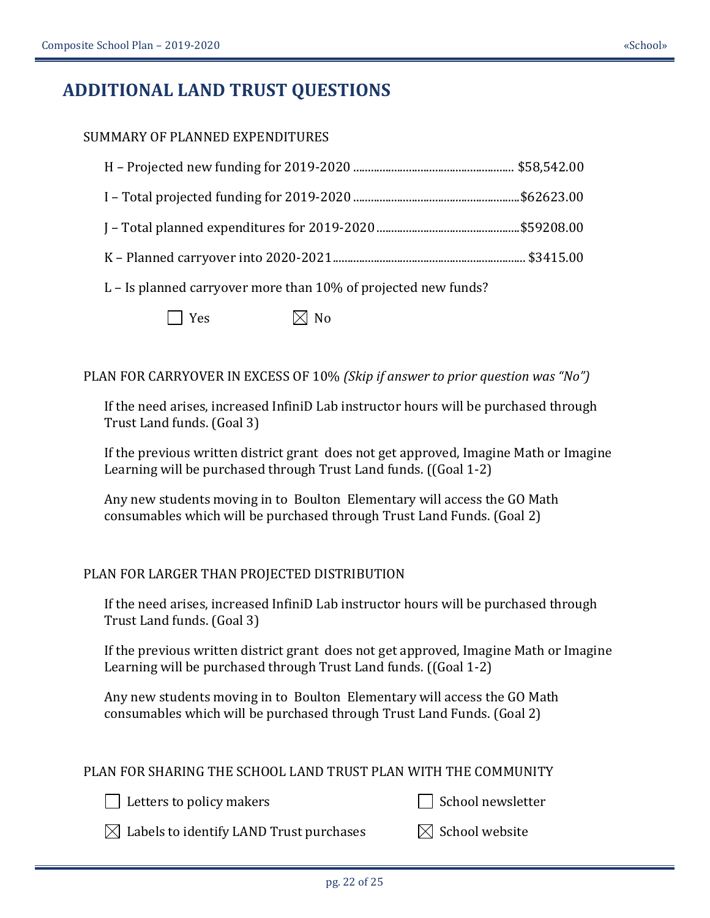# ADDITIONAL LAND TRUST QUESTIONS

SUMMARY OF PLANNED EXPENDITURES

H – Projected new funding for 2019-2020 ........................................................ $58,542.00

I – Total projected funding for 2019-2020 ..........................................................$62623.00

J – Total planned expenditures for 2019-2020 ..................................................$59208.00

K – Planned carryover into 2020-2021.................................................................. $3415.00

L – Is planned carryover more than 10% of projected new funds?

☐ Yes ☒ No

PLAN FOR CARRYOVER IN EXCESS OF 10% *(Skip if answer to prior question was "No")*

If the need arises, increased InfiniD Lab instructor hours will be purchased through Trust Land funds. (Goal 3)

If the previous written district grant does not get approved, Imagine Math or Imagine Learning will be purchased through Trust Land funds. ((Goal 1-2)

Any new students moving in to Boulton Elementary will access the GO Math consumables which will be purchased through Trust Land Funds. (Goal 2)

PLAN FOR LARGER THAN PROJECTED DISTRIBUTION

If the need arises, increased InfiniD Lab instructor hours will be purchased through Trust Land funds. (Goal 3)

If the previous written district grant does not get approved, Imagine Math or Imagine Learning will be purchased through Trust Land funds. ((Goal 1-2)

Any new students moving in to Boulton Elementary will access the GO Math consumables which will be purchased through Trust Land Funds. (Goal 2)

PLAN FOR SHARING THE SCHOOL LAND TRUST PLAN WITH THE COMMUNITY

☐ Letters to policy makers

☐ School newsletter

☒ Labels to identify LAND Trust purchases

☒ School website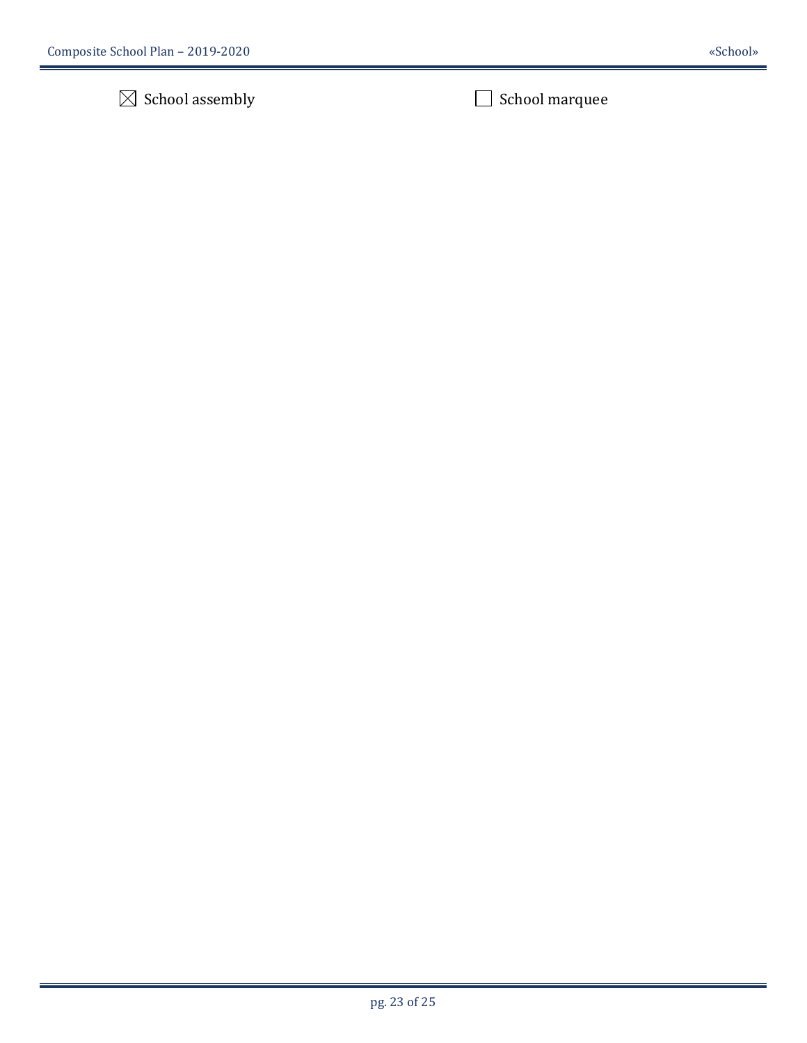☒ School assembly

☐ School marquee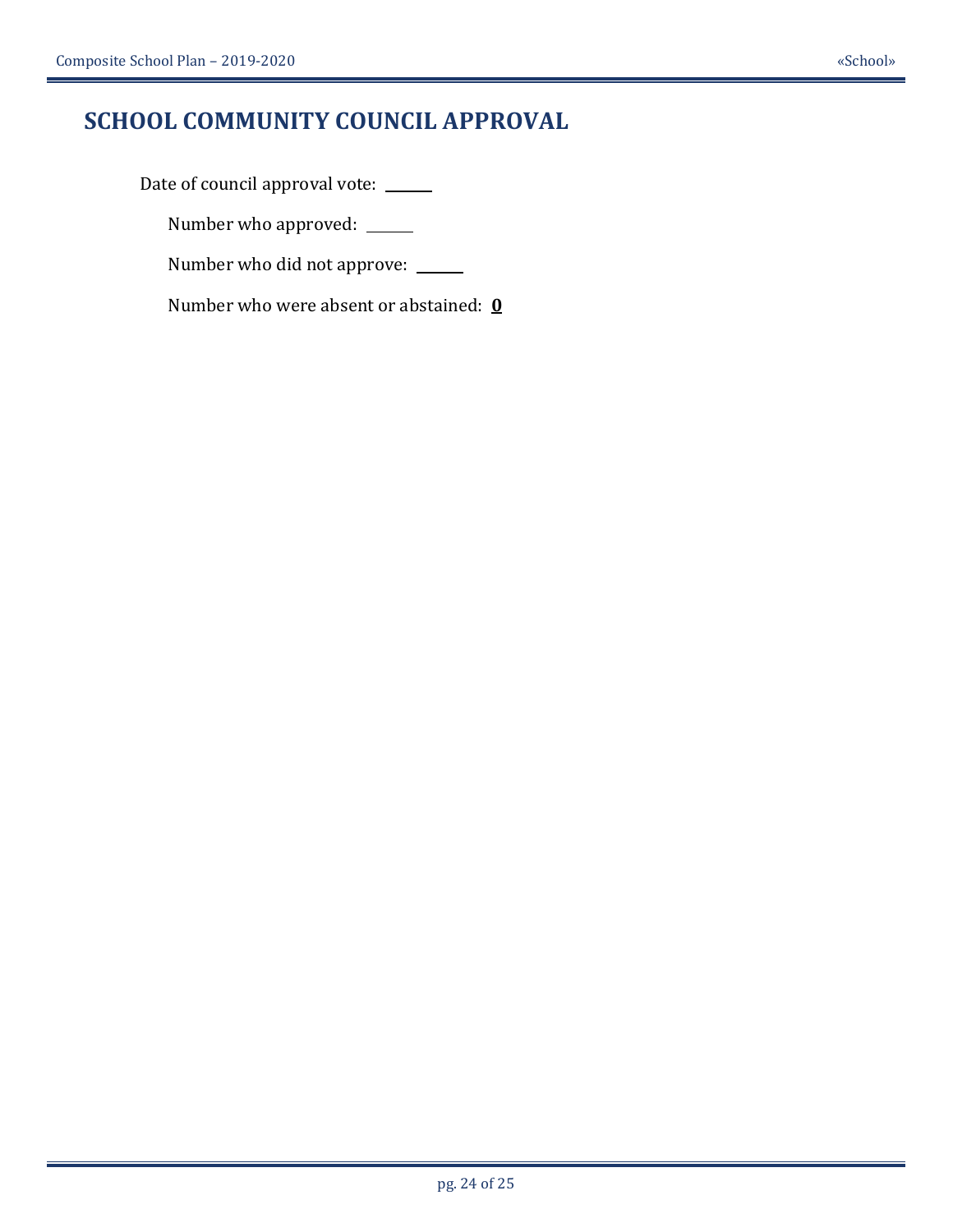# SCHOOL COMMUNITY COUNCIL APPROVAL

Date of council approval vote: ______

Number who approved: ______

Number who did not approve: ______

Number who were absent or abstained: **0**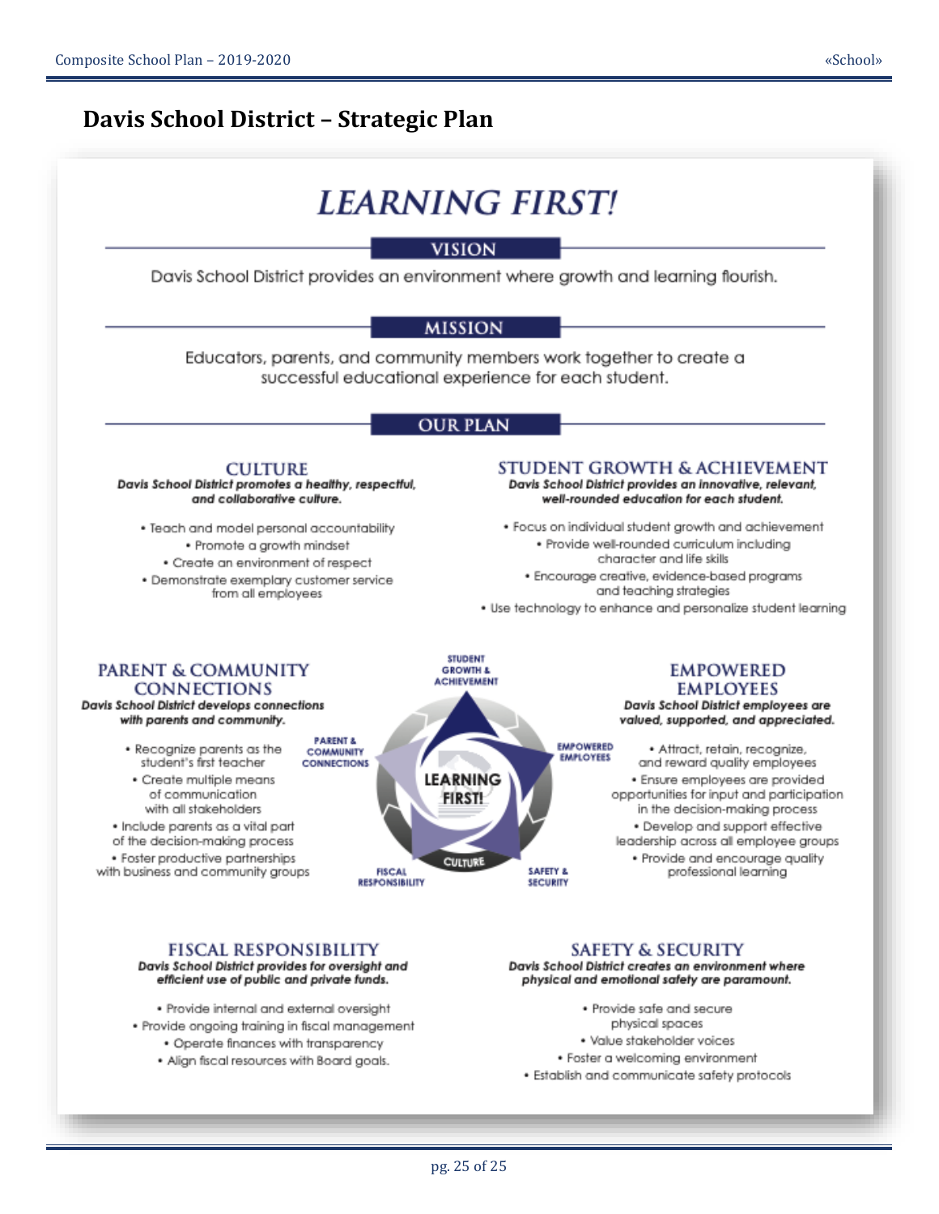## Davis School District – Strategic Plan

# LEARNING FIRST!

### VISION

Davis School District provides an environment where growth and learning flourish.

### MISSION

Educators, parents, and community members work together to create a successful educational experience for each student.

### OUR PLAN

#### CULTURE

***Davis School District promotes a healthy, respectful, and collaborative culture.***

- Teach and model personal accountability
- Promote a growth mindset
- Create an environment of respect
- Demonstrate exemplary customer service from all employees

#### STUDENT GROWTH & ACHIEVEMENT

***Davis School District provides an innovative, relevant, well-rounded education for each student.***

- Focus on individual student growth and achievement
- Provide well-rounded curriculum including character and life skills
- Encourage creative, evidence-based programs and teaching strategies
- Use technology to enhance and personalize student learning

#### PARENT & COMMUNITY CONNECTIONS

***Davis School District develops connections with parents and community.***

- Recognize parents as the student's first teacher
- Create multiple means of communication with all stakeholders
- Include parents as a vital part of the decision-making process
- Foster productive partnerships with business and community groups

STUDENT GROWTH & ACHIEVEMENT

PARENT & COMMUNITY CONNECTIONS

EMPOWERED EMPLOYEES

LEARNING FIRST!

CULTURE

FISCAL RESPONSIBILITY

SAFETY & SECURITY

#### EMPOWERED EMPLOYEES

***Davis School District employees are valued, supported, and appreciated.***

- Attract, retain, recognize, and reward quality employees
- Ensure employees are provided opportunities for input and participation in the decision-making process
- Develop and support effective leadership across all employee groups
- Provide and encourage quality professional learning

#### FISCAL RESPONSIBILITY

***Davis School District provides for oversight and efficient use of public and private funds.***

- Provide internal and external oversight
- Provide ongoing training in fiscal management
- Operate finances with transparency
- Align fiscal resources with Board goals.

#### SAFETY & SECURITY

***Davis School District creates an environment where physical and emotional safety are paramount.***

- Provide safe and secure physical spaces
- Value stakeholder voices
- Foster a welcoming environment
- Establish and communicate safety protocols